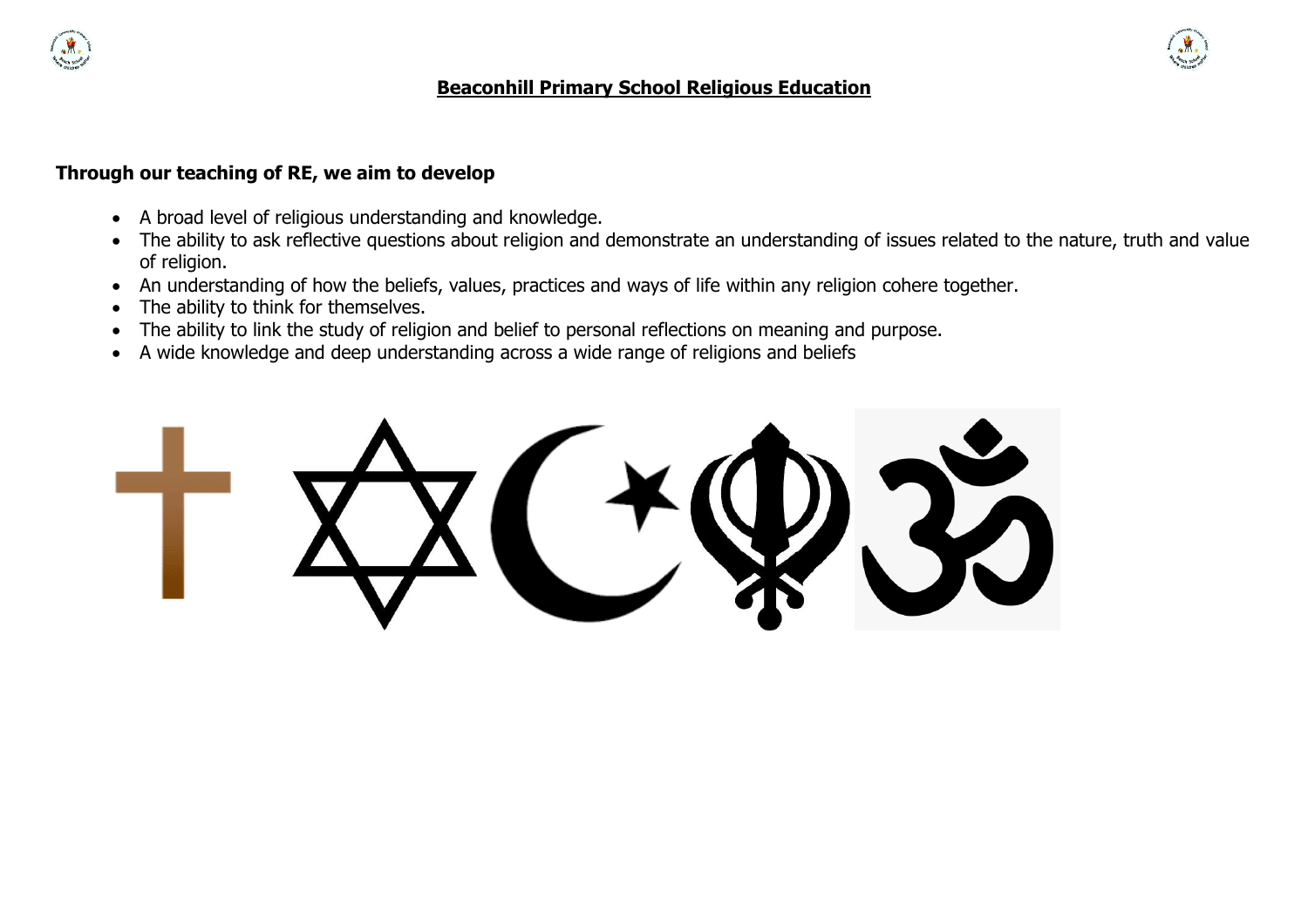# Beaconhill Primary School Religious Education

**Through our teaching of RE, we aim to develop**

- A broad level of religious understanding and knowledge.
- The ability to ask reflective questions about religion and demonstrate an understanding of issues related to the nature, truth and value of religion.
- An understanding of how the beliefs, values, practices and ways of life within any religion cohere together.
- The ability to think for themselves.
- The ability to link the study of religion and belief to personal reflections on meaning and purpose.
- A wide knowledge and deep understanding across a wide range of religions and beliefs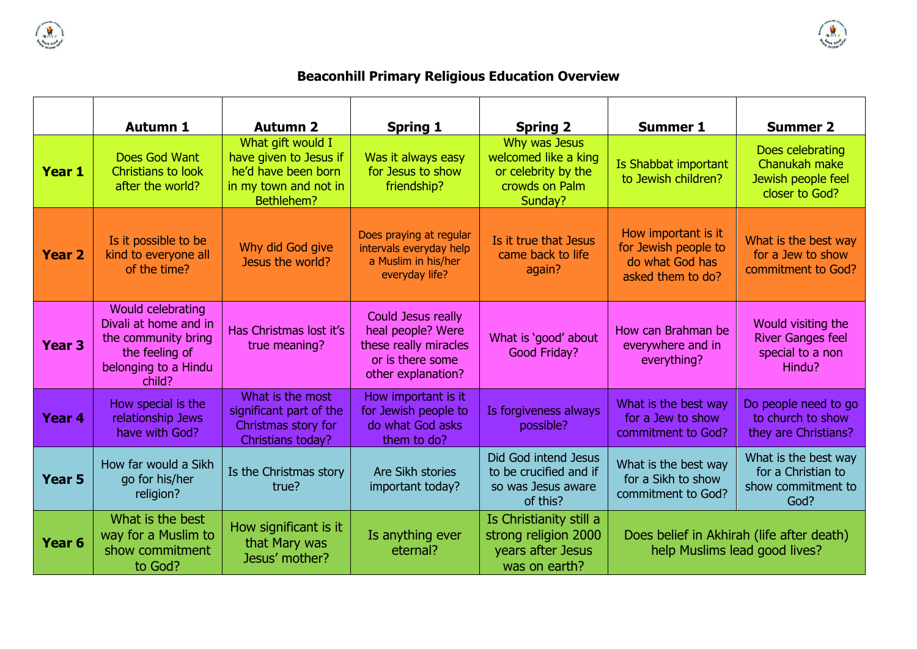# Beaconhill Primary Religious Education Overview

| | Autumn 1 | Autumn 2 | Spring 1 | Spring 2 | Summer 1 | Summer 2 |
|---|---|---|---|---|---|---|
| **Year 1** | Does God Want Christians to look after the world? | What gift would I have given to Jesus if he'd have been born in my town and not in Bethlehem? | Was it always easy for Jesus to show friendship? | Why was Jesus welcomed like a king or celebrity by the crowds on Palm Sunday? | Is Shabbat important to Jewish children? | Does celebrating Chanukah make Jewish people feel closer to God? |
| **Year 2** | Is it possible to be kind to everyone all of the time? | Why did God give Jesus the world? | Does praying at regular intervals everyday help a Muslim in his/her everyday life? | Is it true that Jesus came back to life again? | How important is it for Jewish people to do what God has asked them to do? | What is the best way for a Jew to show commitment to God? |
| **Year 3** | Would celebrating Divali at home and in the community bring the feeling of belonging to a Hindu child? | Has Christmas lost it's true meaning? | Could Jesus really heal people? Were these really miracles or is there some other explanation? | What is 'good' about Good Friday? | How can Brahman be everywhere and in everything? | Would visiting the River Ganges feel special to a non Hindu? |
| **Year 4** | How special is the relationship Jews have with God? | What is the most significant part of the Christmas story for Christians today? | How important is it for Jewish people to do what God asks them to do? | Is forgiveness always possible? | What is the best way for a Jew to show commitment to God? | Do people need to go to church to show they are Christians? |
| **Year 5** | How far would a Sikh go for his/her religion? | Is the Christmas story true? | Are Sikh stories important today? | Did God intend Jesus to be crucified and if so was Jesus aware of this? | What is the best way for a Sikh to show commitment to God? | What is the best way for a Christian to show commitment to God? |
| **Year 6** | What is the best way for a Muslim to show commitment to God? | How significant is it that Mary was Jesus' mother? | Is anything ever eternal? | Is Christianity still a strong religion 2000 years after Jesus was on earth? | Does belief in Akhirah (life after death) help Muslims lead good lives? | |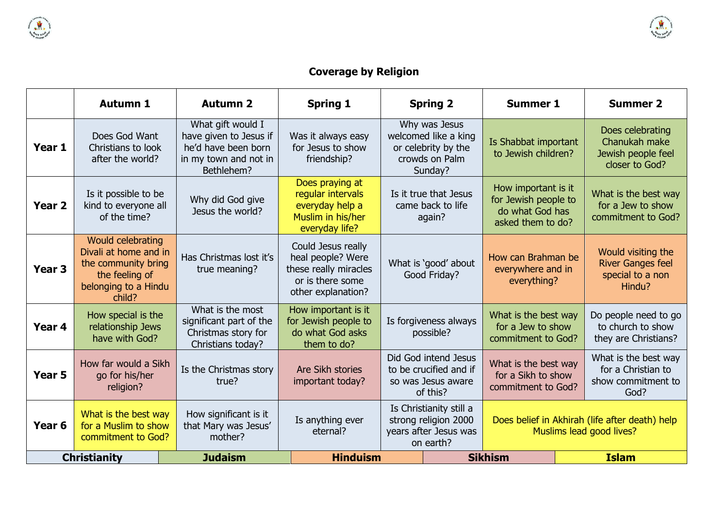## Coverage by Religion

| | Autumn 1 | Autumn 2 | Spring 1 | Spring 2 | Summer 1 | Summer 2 |
|---|---|---|---|---|---|---|
| **Year 1** | Does God Want Christians to look after the world? | What gift would I have given to Jesus if he'd have been born in my town and not in Bethlehem? | Was it always easy for Jesus to show friendship? | Why was Jesus welcomed like a king or celebrity by the crowds on Palm Sunday? | Is Shabbat important to Jewish children? | Does celebrating Chanukah make Jewish people feel closer to God? |
| **Year 2** | Is it possible to be kind to everyone all of the time? | Why did God give Jesus the world? | Does praying at regular intervals everyday help a Muslim in his/her everyday life? | Is it true that Jesus came back to life again? | How important is it for Jewish people to do what God has asked them to do? | What is the best way for a Jew to show commitment to God? |
| **Year 3** | Would celebrating Divali at home and in the community bring the feeling of belonging to a Hindu child? | Has Christmas lost it's true meaning? | Could Jesus really heal people? Were these really miracles or is there some other explanation? | What is 'good' about Good Friday? | How can Brahman be everywhere and in everything? | Would visiting the River Ganges feel special to a non Hindu? |
| **Year 4** | How special is the relationship Jews have with God? | What is the most significant part of the Christmas story for Christians today? | How important is it for Jewish people to do what God asks them to do? | Is forgiveness always possible? | What is the best way for a Jew to show commitment to God? | Do people need to go to church to show they are Christians? |
| **Year 5** | How far would a Sikh go for his/her religion? | Is the Christmas story true? | Are Sikh stories important today? | Did God intend Jesus to be crucified and if so was Jesus aware of this? | What is the best way for a Sikh to show commitment to God? | What is the best way for a Christian to show commitment to God? |
| **Year 6** | What is the best way for a Muslim to show commitment to God? | How significant is it that Mary was Jesus' mother? | Is anything ever eternal? | Is Christianity still a strong religion 2000 years after Jesus was on earth? | Does belief in Akhirah (life after death) help Muslims lead good lives? | |

| Christianity | Judaism | Hinduism | Sikhism | Islam |
|---|---|---|---|---|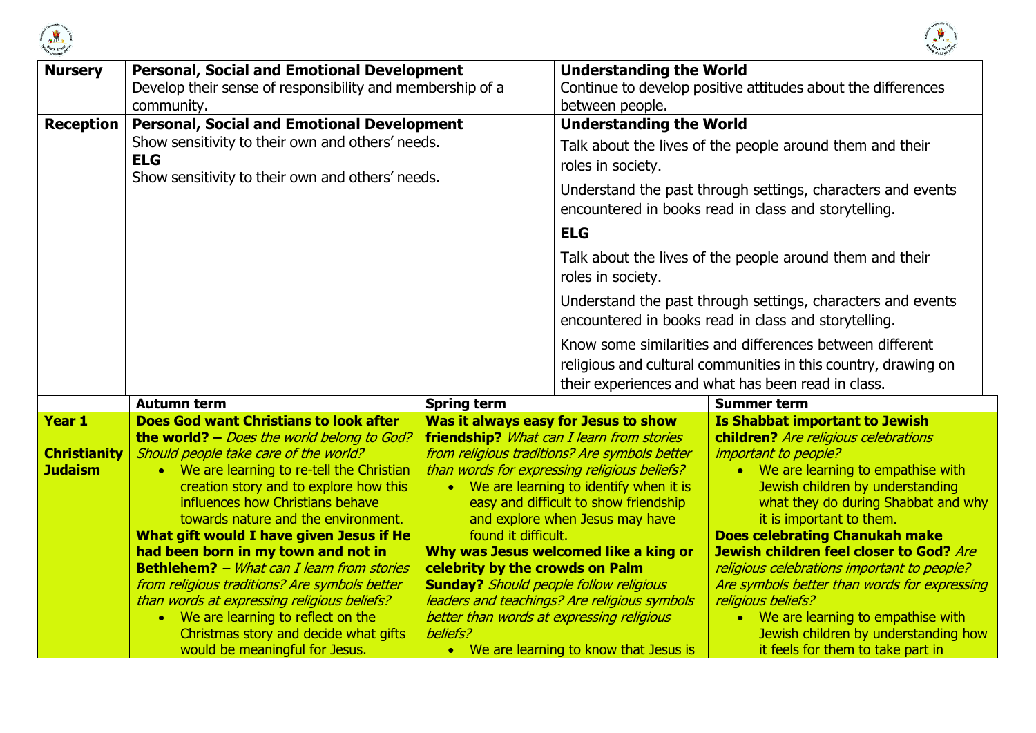| Nursery | **Personal, Social and Emotional Development**<br>Develop their sense of responsibility and membership of a community. | | **Understanding the World**<br>Continue to develop positive attitudes about the differences between people. |
|---|---|---|---|
| **Reception** | **Personal, Social and Emotional Development**<br>Show sensitivity to their own and others' needs.<br>**ELG**<br>Show sensitivity to their own and others' needs. | | **Understanding the World**<br>Talk about the lives of the people around them and their roles in society.<br>Understand the past through settings, characters and events encountered in books read in class and storytelling.<br>**ELG**<br>Talk about the lives of the people around them and their roles in society.<br>Understand the past through settings, characters and events encountered in books read in class and storytelling.<br>Know some similarities and differences between different religious and cultural communities in this country, drawing on their experiences and what has been read in class. |
| | **Autumn term** | **Spring term** | **Summer term** |
| **Year 1**<br><br>**Christianity**<br>**Judaism** | **Does God want Christians to look after the world?** – *Does the world belong to God? Should people take care of the world?*<br>• We are learning to re-tell the Christian creation story and to explore how this influences how Christians behave towards nature and the environment.<br>**What gift would I have given Jesus if He had been born in my town and not in Bethlehem?** – *What can I learn from stories from religious traditions? Are symbols better than words at expressing religious beliefs?*<br>• We are learning to reflect on the Christmas story and decide what gifts would be meaningful for Jesus. | **Was it always easy for Jesus to show friendship?** *What can I learn from stories from religious traditions? Are symbols better than words for expressing religious beliefs?*<br>• We are learning to identify when it is easy and difficult to show friendship and explore when Jesus may have found it difficult.<br>**Why was Jesus welcomed like a king or celebrity by the crowds on Palm Sunday?** *Should people follow religious leaders and teachings? Are religious symbols better than words at expressing religious beliefs?*<br>• We are learning to know that Jesus is | **Is Shabbat important to Jewish children?** *Are religious celebrations important to people?*<br>• We are learning to empathise with Jewish children by understanding what they do during Shabbat and why it is important to them.<br>**Does celebrating Chanukah make Jewish children feel closer to God?** *Are religious celebrations important to people? Are symbols better than words for expressing religious beliefs?*<br>• We are learning to empathise with Jewish children by understanding how it feels for them to take part in |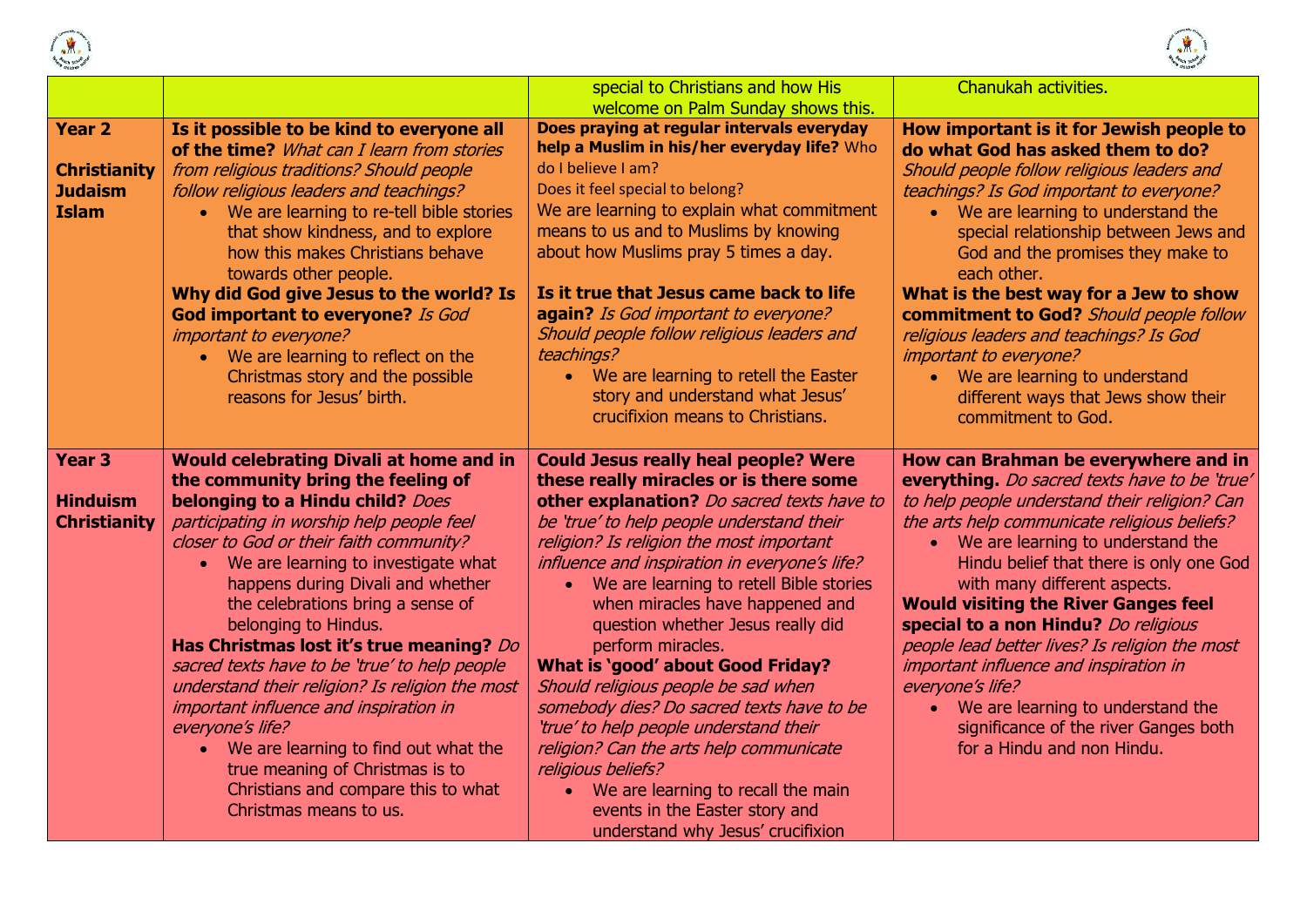| | | | |
|---|---|---|---|
| | | special to Christians and how His welcome on Palm Sunday shows this. | Chanukah activities. |
| **Year 2**<br><br>**Christianity**<br>**Judaism**<br>**Islam** | **Is it possible to be kind to everyone all of the time?** *What can I learn from stories from religious traditions? Should people follow religious leaders and teachings?*<br>• We are learning to re-tell bible stories that show kindness, and to explore how this makes Christians behave towards other people.<br>**Why did God give Jesus to the world? Is God important to everyone?** *Is God important to everyone?*<br>• We are learning to reflect on the Christmas story and the possible reasons for Jesus' birth. | **Does praying at regular intervals everyday help a Muslim in his/her everyday life?** Who do I believe I am?<br>Does it feel special to belong?<br>We are learning to explain what commitment means to us and to Muslims by knowing about how Muslims pray 5 times a day.<br><br>**Is it true that Jesus came back to life again?** *Is God important to everyone? Should people follow religious leaders and teachings?*<br>• We are learning to retell the Easter story and understand what Jesus' crucifixion means to Christians. | **How important is it for Jewish people to do what God has asked them to do?** *Should people follow religious leaders and teachings? Is God important to everyone?*<br>• We are learning to understand the special relationship between Jews and God and the promises they make to each other.<br>**What is the best way for a Jew to show commitment to God?** *Should people follow religious leaders and teachings? Is God important to everyone?*<br>• We are learning to understand different ways that Jews show their commitment to God. |
| **Year 3**<br><br>**Hinduism**<br>**Christianity** | **Would celebrating Divali at home and in the community bring the feeling of belonging to a Hindu child?** *Does participating in worship help people feel closer to God or their faith community?*<br>• We are learning to investigate what happens during Divali and whether the celebrations bring a sense of belonging to Hindus.<br>**Has Christmas lost it's true meaning?** *Do sacred texts have to be 'true' to help people understand their religion? Is religion the most important influence and inspiration in everyone's life?*<br>• We are learning to find out what the true meaning of Christmas is to Christians and compare this to what Christmas means to us. | **Could Jesus really heal people? Were these really miracles or is there some other explanation?** *Do sacred texts have to be 'true' to help people understand their religion? Is religion the most important influence and inspiration in everyone's life?*<br>• We are learning to retell Bible stories when miracles have happened and question whether Jesus really did perform miracles.<br>**What is 'good' about Good Friday?** *Should religious people be sad when somebody dies? Do sacred texts have to be 'true' to help people understand their religion? Can the arts help communicate religious beliefs?*<br>• We are learning to recall the main events in the Easter story and understand why Jesus' crucifixion | **How can Brahman be everywhere and in everything.** *Do sacred texts have to be 'true' to help people understand their religion? Can the arts help communicate religious beliefs?*<br>• We are learning to understand the Hindu belief that there is only one God with many different aspects.<br>**Would visiting the River Ganges feel special to a non Hindu?** *Do religious people lead better lives? Is religion the most important influence and inspiration in everyone's life?*<br>• We are learning to understand the significance of the river Ganges both for a Hindu and non Hindu. |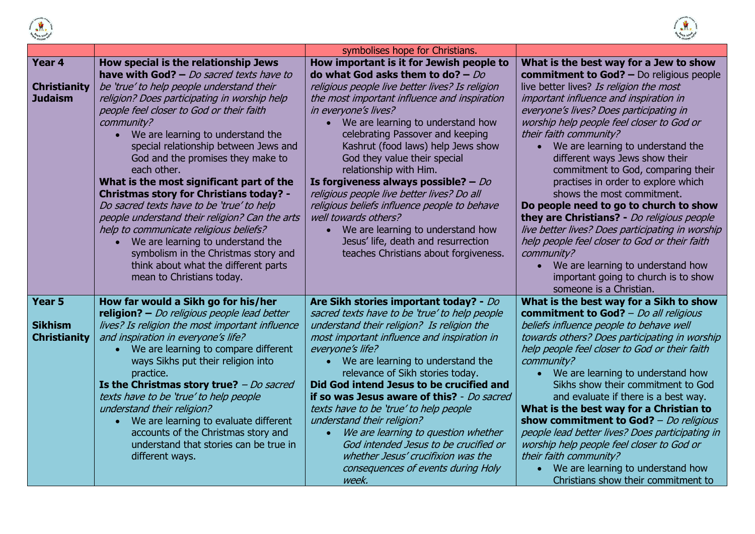| | | | |
|---|---|---|---|
| | | symbolises hope for Christians. | |
| **Year 4**<br><br>**Christianity**<br>**Judaism** | **How special is the relationship Jews have with God? –** *Do sacred texts have to be 'true' to help people understand their religion? Does participating in worship help people feel closer to God or their faith community?*<br>• We are learning to understand the special relationship between Jews and God and the promises they make to each other.<br>**What is the most significant part of the Christmas story for Christians today? -** *Do sacred texts have to be 'true' to help people understand their religion? Can the arts help to communicate religious beliefs?*<br>• We are learning to understand the symbolism in the Christmas story and think about what the different parts mean to Christians today. | **How important is it for Jewish people to do what God asks them to do? –** *Do religious people live better lives? Is religion the most important influence and inspiration in everyone's lives?*<br>• We are learning to understand how celebrating Passover and keeping Kashrut (food laws) help Jews show God they value their special relationship with Him.<br>**Is forgiveness always possible? –** *Do religious people live better lives? Do all religious beliefs influence people to behave well towards others?*<br>• We are learning to understand how Jesus' life, death and resurrection teaches Christians about forgiveness. | **What is the best way for a Jew to show commitment to God? –** Do religious people live better lives? *Is religion the most important influence and inspiration in everyone's lives? Does participating in worship help people feel closer to God or their faith community?*<br>• We are learning to understand the different ways Jews show their commitment to God, comparing their practises in order to explore which shows the most commitment.<br>**Do people need to go to church to show they are Christians? -** *Do religious people live better lives? Does participating in worship help people feel closer to God or their faith community?*<br>• We are learning to understand how important going to church is to show someone is a Christian. |
| **Year 5**<br><br>**Sikhism**<br>**Christianity** | **How far would a Sikh go for his/her religion? –** *Do religious people lead better lives? Is religion the most important influence and inspiration in everyone's life?*<br>• We are learning to compare different ways Sikhs put their religion into practice.<br>**Is the Christmas story true?** – *Do sacred texts have to be 'true' to help people understand their religion?*<br>• We are learning to evaluate different accounts of the Christmas story and understand that stories can be true in different ways. | **Are Sikh stories important today? -** *Do sacred texts have to be 'true' to help people understand their religion? Is religion the most important influence and inspiration in everyone's life?*<br>• We are learning to understand the relevance of Sikh stories today.<br>**Did God intend Jesus to be crucified and if so was Jesus aware of this?** - *Do sacred texts have to be 'true' to help people understand their religion?*<br>• *We are learning to question whether God intended Jesus to be crucified or whether Jesus' crucifixion was the consequences of events during Holy week.* | **What is the best way for a Sikh to show commitment to God?** – *Do all religious beliefs influence people to behave well towards others? Does participating in worship help people feel closer to God or their faith community?*<br>• We are learning to understand how Sikhs show their commitment to God and evaluate if there is a best way.<br>**What is the best way for a Christian to show commitment to God?** – *Do religious people lead better lives? Does participating in worship help people feel closer to God or their faith community?*<br>• We are learning to understand how Christians show their commitment to |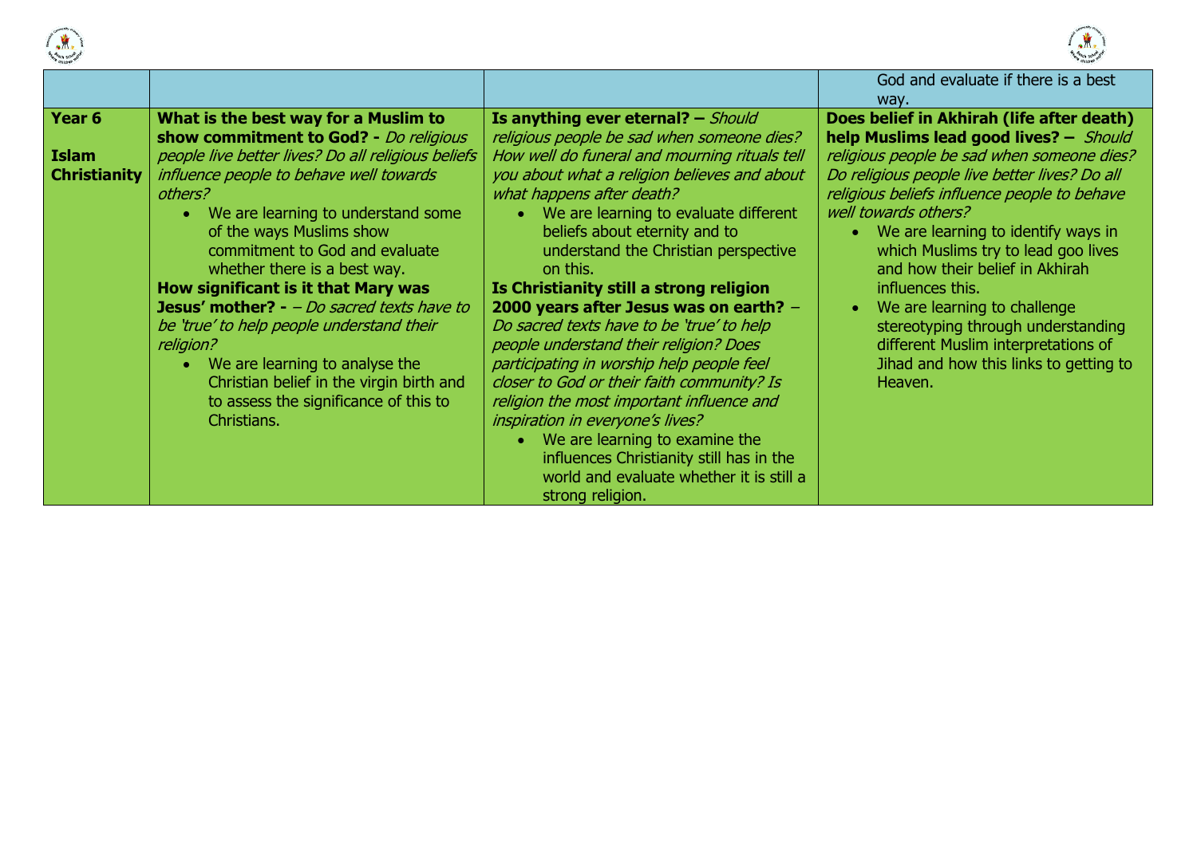| | | | |
|---|---|---|---|
| | | | God and evaluate if there is a best way. |
| **Year 6**<br><br>**Islam**<br>**Christianity** | **What is the best way for a Muslim to show commitment to God? -** *Do religious people live better lives? Do all religious beliefs influence people to behave well towards others?*<br>• We are learning to understand some of the ways Muslims show commitment to God and evaluate whether there is a best way.<br>**How significant is it that Mary was Jesus' mother? -** *– Do sacred texts have to be 'true' to help people understand their religion?*<br>• We are learning to analyse the Christian belief in the virgin birth and to assess the significance of this to Christians. | **Is anything ever eternal? –** *Should religious people be sad when someone dies? How well do funeral and mourning rituals tell you about what a religion believes and about what happens after death?*<br>• We are learning to evaluate different beliefs about eternity and to understand the Christian perspective on this.<br>**Is Christianity still a strong religion 2000 years after Jesus was on earth?** – *Do sacred texts have to be 'true' to help people understand their religion? Does participating in worship help people feel closer to God or their faith community? Is religion the most important influence and inspiration in everyone's lives?*<br>• We are learning to examine the influences Christianity still has in the world and evaluate whether it is still a strong religion. | **Does belief in Akhirah (life after death) help Muslims lead good lives? –** *Should religious people be sad when someone dies? Do religious people live better lives? Do all religious beliefs influence people to behave well towards others?*<br>• We are learning to identify ways in which Muslims try to lead goo lives and how their belief in Akhirah influences this.<br>• We are learning to challenge stereotyping through understanding different Muslim interpretations of Jihad and how this links to getting to Heaven. |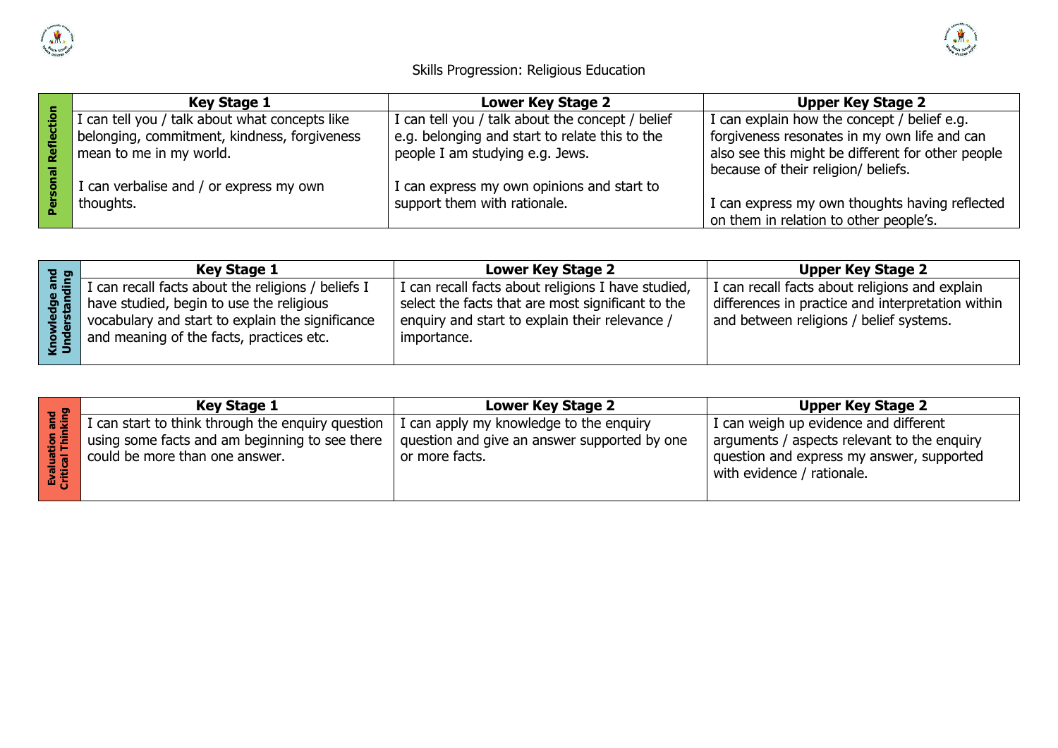# Skills Progression: Religious Education

| Personal Reflection | Key Stage 1 | Lower Key Stage 2 | Upper Key Stage 2 |
|---|---|---|---|
| | I can tell you / talk about what concepts like belonging, commitment, kindness, forgiveness mean to me in my world.<br><br>I can verbalise and / or express my own thoughts. | I can tell you / talk about the concept / belief e.g. belonging and start to relate this to the people I am studying e.g. Jews.<br><br>I can express my own opinions and start to support them with rationale. | I can explain how the concept / belief e.g. forgiveness resonates in my own life and can also see this might be different for other people because of their religion/ beliefs.<br><br>I can express my own thoughts having reflected on them in relation to other people's. |

| Knowledge and Understanding | Key Stage 1 | Lower Key Stage 2 | Upper Key Stage 2 |
|---|---|---|---|
| | I can recall facts about the religions / beliefs I have studied, begin to use the religious vocabulary and start to explain the significance and meaning of the facts, practices etc. | I can recall facts about religions I have studied, select the facts that are most significant to the enquiry and start to explain their relevance / importance. | I can recall facts about religions and explain differences in practice and interpretation within and between religions / belief systems. |

| Evaluation and Critical Thinking | Key Stage 1 | Lower Key Stage 2 | Upper Key Stage 2 |
|---|---|---|---|
| | I can start to think through the enquiry question using some facts and am beginning to see there could be more than one answer. | I can apply my knowledge to the enquiry question and give an answer supported by one or more facts. | I can weigh up evidence and different arguments / aspects relevant to the enquiry question and express my answer, supported with evidence / rationale. |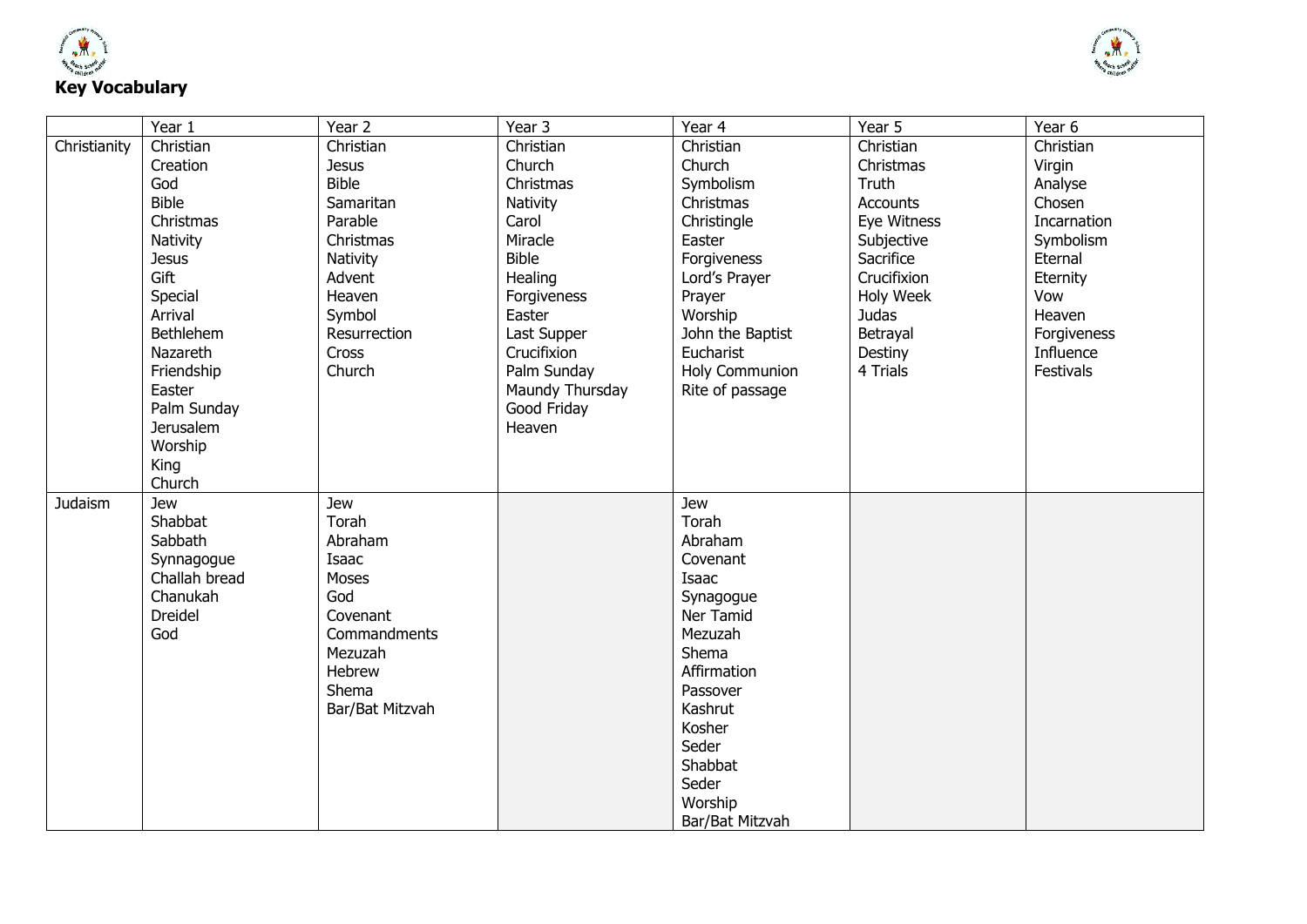## Key Vocabulary

| | Year 1 | Year 2 | Year 3 | Year 4 | Year 5 | Year 6 |
|---|---|---|---|---|---|---|
| Christianity | Christian<br>Creation<br>God<br>Bible<br>Christmas<br>Nativity<br>Jesus<br>Gift<br>Special<br>Arrival<br>Bethlehem<br>Nazareth<br>Friendship<br>Easter<br>Palm Sunday<br>Jerusalem<br>Worship<br>King<br>Church | Christian<br>Jesus<br>Bible<br>Samaritan<br>Parable<br>Christmas<br>Nativity<br>Advent<br>Heaven<br>Symbol<br>Resurrection<br>Cross<br>Church | Christian<br>Church<br>Christmas<br>Nativity<br>Carol<br>Miracle<br>Bible<br>Healing<br>Forgiveness<br>Easter<br>Last Supper<br>Crucifixion<br>Palm Sunday<br>Maundy Thursday<br>Good Friday<br>Heaven | Christian<br>Church<br>Symbolism<br>Christmas<br>Christingle<br>Easter<br>Forgiveness<br>Lord's Prayer<br>Prayer<br>Worship<br>John the Baptist<br>Eucharist<br>Holy Communion<br>Rite of passage | Christian<br>Christmas<br>Truth<br>Accounts<br>Eye Witness<br>Subjective<br>Sacrifice<br>Crucifixion<br>Holy Week<br>Judas<br>Betrayal<br>Destiny<br>4 Trials | Christian<br>Virgin<br>Analyse<br>Chosen<br>Incarnation<br>Symbolism<br>Eternal<br>Eternity<br>Vow<br>Heaven<br>Forgiveness<br>Influence<br>Festivals |
| Judaism | Jew<br>Shabbat<br>Sabbath<br>Synnagogue<br>Challah bread<br>Chanukah<br>Dreidel<br>God | Jew<br>Torah<br>Abraham<br>Isaac<br>Moses<br>God<br>Covenant<br>Commandments<br>Mezuzah<br>Hebrew<br>Shema<br>Bar/Bat Mitzvah | | Jew<br>Torah<br>Abraham<br>Covenant<br>Isaac<br>Synagogue<br>Ner Tamid<br>Mezuzah<br>Shema<br>Affirmation<br>Passover<br>Kashrut<br>Kosher<br>Seder<br>Shabbat<br>Seder<br>Worship<br>Bar/Bat Mitzvah | | |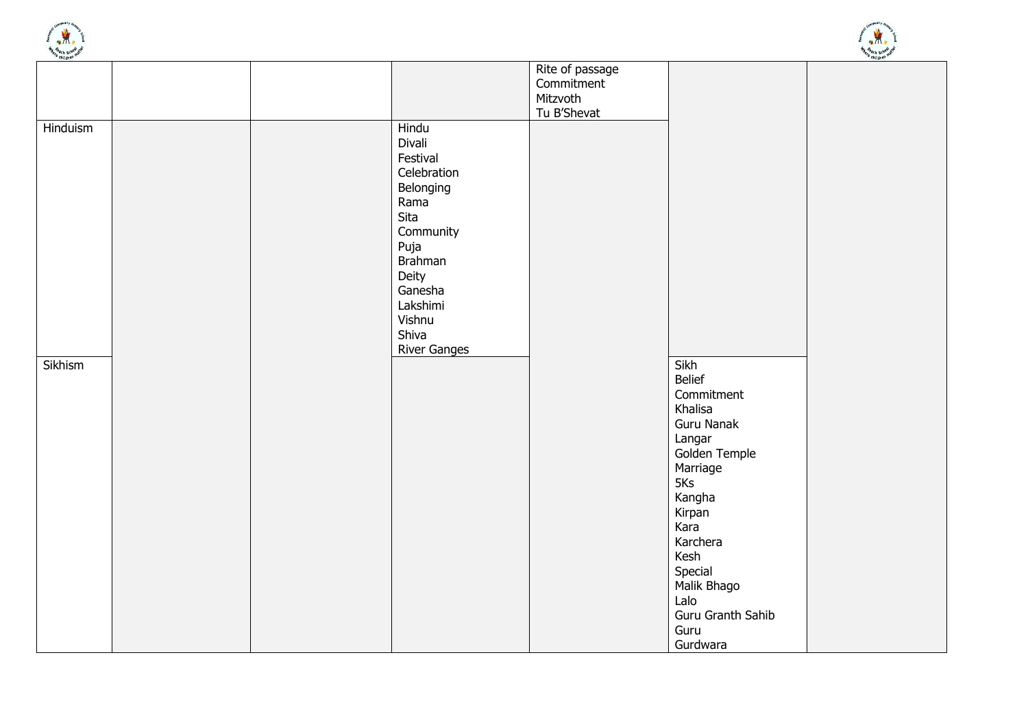| | | | | | | |
|---|---|---|---|---|---|---|
| | | | | Rite of passage<br>Commitment<br>Mitzvoth<br>Tu B'Shevat | | |
| Hinduism | | | Hindu<br>Divali<br>Festival<br>Celebration<br>Belonging<br>Rama<br>Sita<br>Community<br>Puja<br>Brahman<br>Deity<br>Ganesha<br>Lakshimi<br>Vishnu<br>Shiva<br>River Ganges | | | |
| Sikhism | | | | | Sikh<br>Belief<br>Commitment<br>Khalisa<br>Guru Nanak<br>Langar<br>Golden Temple<br>Marriage<br>5Ks<br>Kangha<br>Kirpan<br>Kara<br>Karchera<br>Kesh<br>Special<br>Malik Bhago<br>Lalo<br>Guru Granth Sahib<br>Guru<br>Gurdwara | |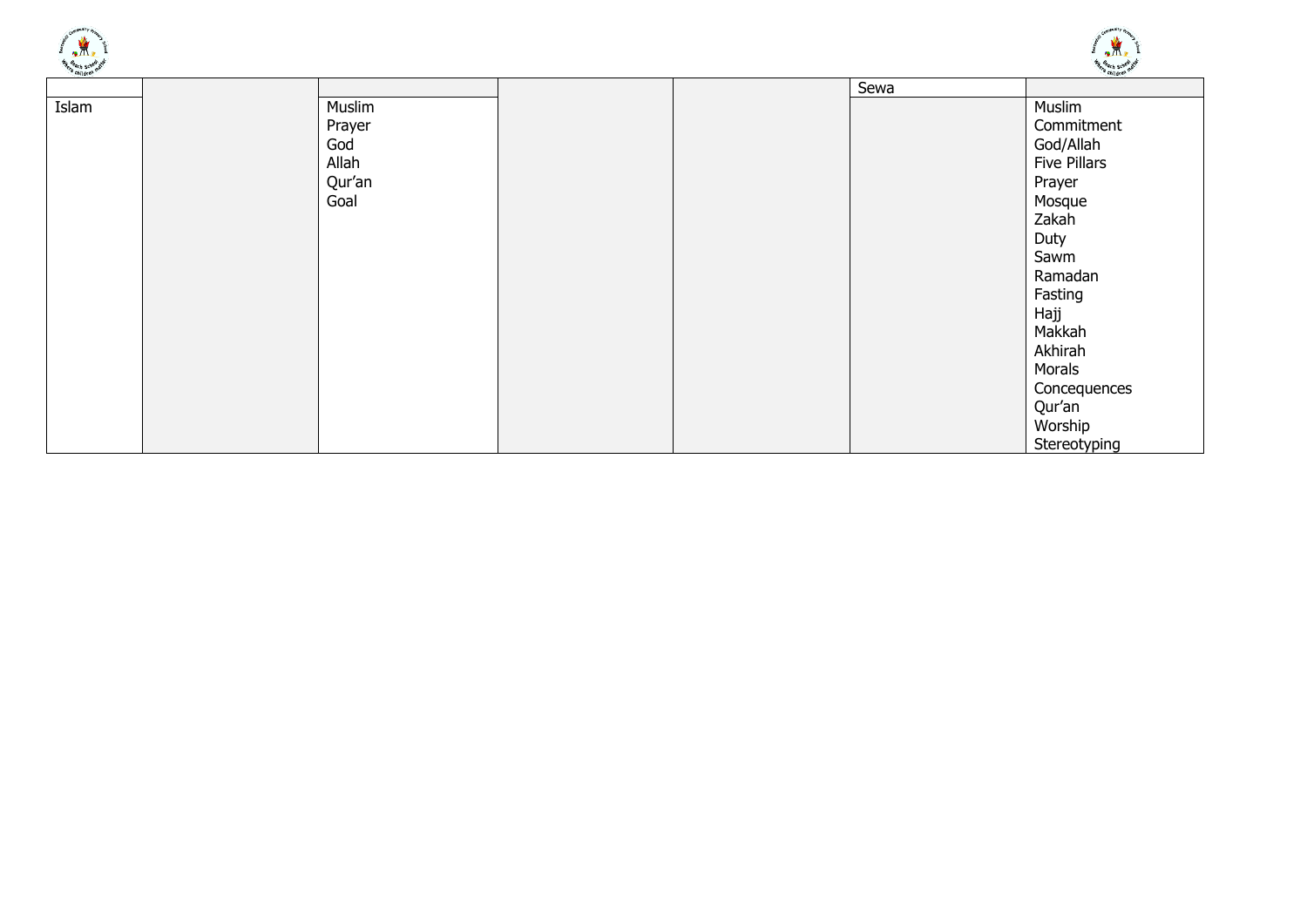| | | | | | | Sewa | |
|---|---|---|---|---|---|---|---|
| Islam | | Muslim<br>Prayer<br>God<br>Allah<br>Qur'an<br>Goal | | | | | Muslim<br>Commitment<br>God/Allah<br>Five Pillars<br>Prayer<br>Mosque<br>Zakah<br>Duty<br>Sawm<br>Ramadan<br>Fasting<br>Hajj<br>Makkah<br>Akhirah<br>Morals<br>Concequences<br>Qur'an<br>Worship<br>Stereotyping |